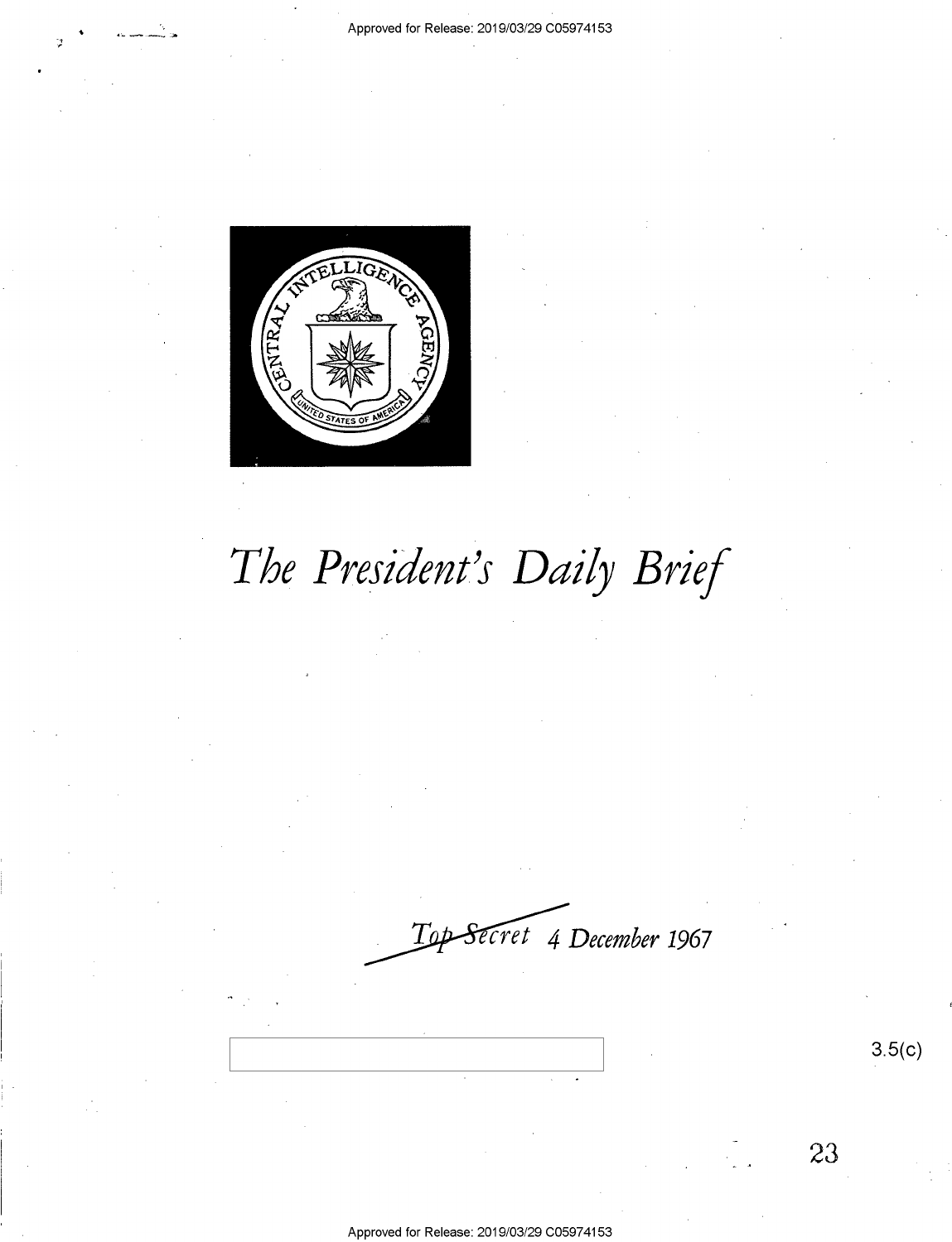# The President's Daily Brief

~~Top Secret~~ 4 December 1967

3.5(c)

23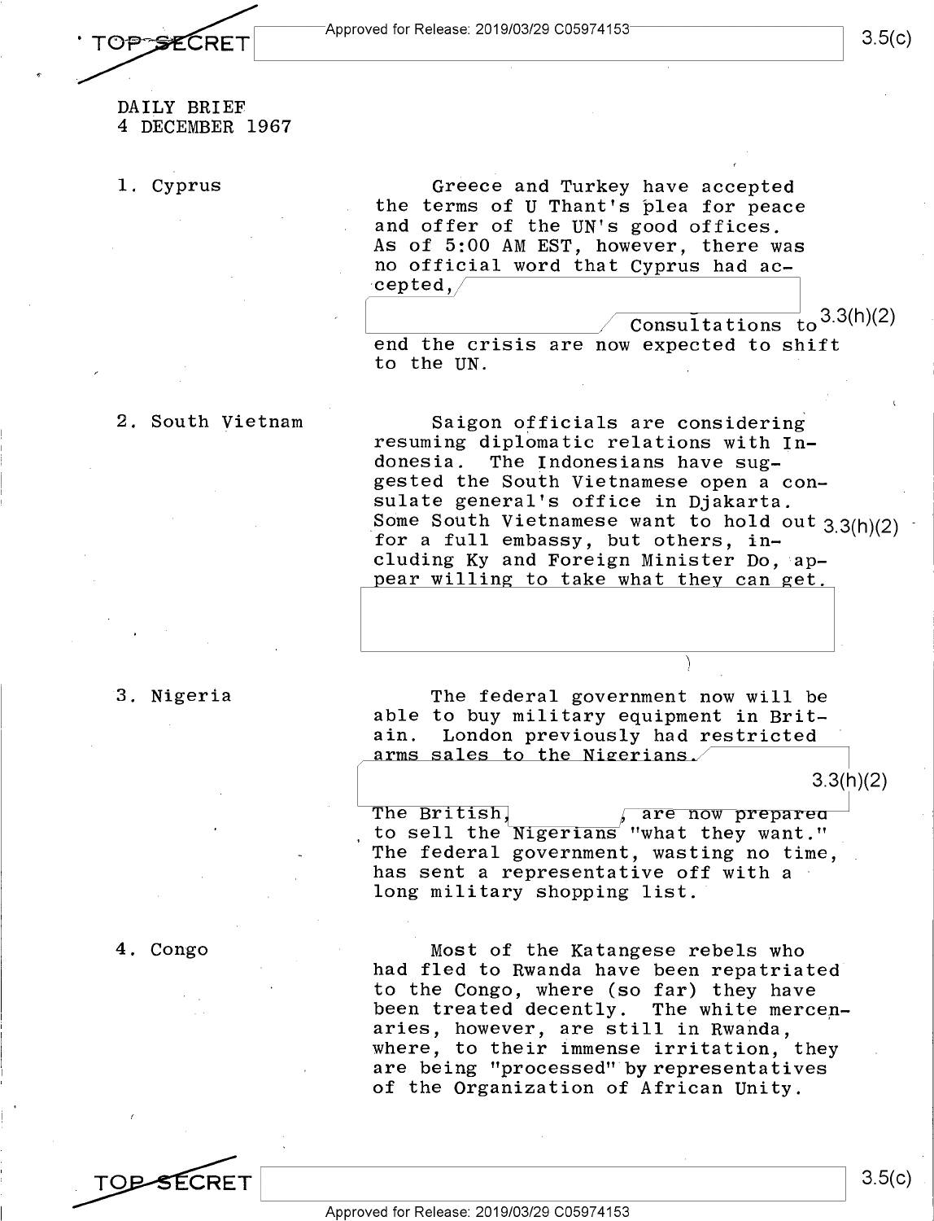DAILY BRIEF
4 DECEMBER 1967

1. Cyprus

Greece and Turkey have accepted the terms of U Thant's plea for peace and offer of the UN's good offices. As of 5:00 AM EST, however, there was no official word that Cyprus had accepted, Consultations to end the crisis are now expected to shift to the UN.

2. South Vietnam

Saigon officials are considering resuming diplomatic relations with Indonesia. The Indonesians have suggested the South Vietnamese open a consulate general's office in Djakarta. Some South Vietnamese want to hold out for a full embassy, but others, including Ky and Foreign Minister Do, appear willing to take what they can get.

3. Nigeria

The federal government now will be able to buy military equipment in Britain. London previously had restricted arms sales to the Nigerians. The British, are now prepared to sell the Nigerians "what they want." The federal government, wasting no time, has sent a representative off with a long military shopping list.

4. Congo

Most of the Katangese rebels who had fled to Rwanda have been repatriated to the Congo, where (so far) they have been treated decently. The white mercenaries, however, are still in Rwanda, where, to their immense irritation, they are being "processed" by representatives of the Organization of African Unity.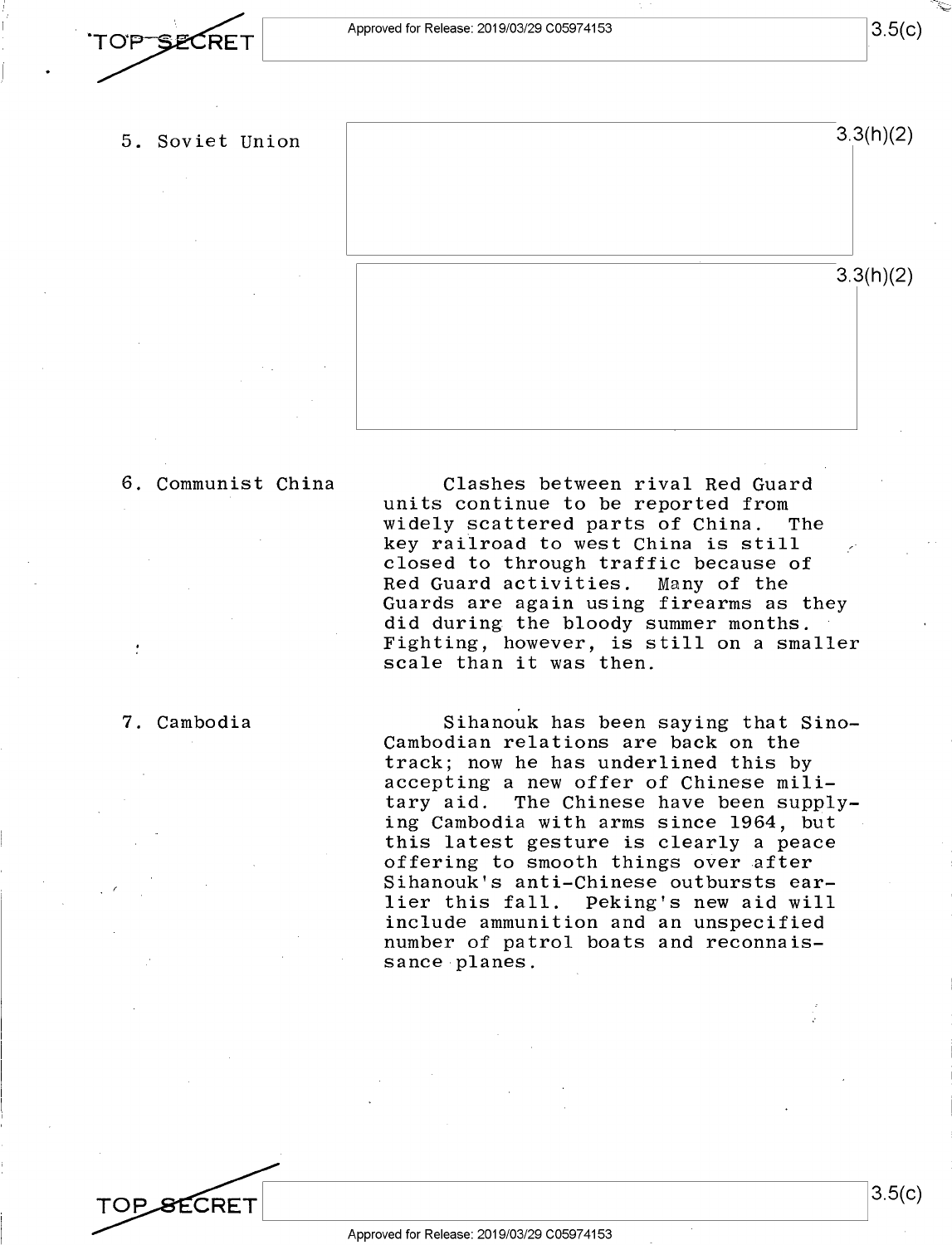5. Soviet Union

3.3(h)(2)

3.3(h)(2)

6. Communist China

Clashes between rival Red Guard units continue to be reported from widely scattered parts of China. The key railroad to west China is still closed to through traffic because of Red Guard activities. Many of the Guards are again using firearms as they did during the bloody summer months. Fighting, however, is still on a smaller scale than it was then.

7. Cambodia

Sihanouk has been saying that Sino-Cambodian relations are back on the track; now he has underlined this by accepting a new offer of Chinese military aid. The Chinese have been supplying Cambodia with arms since 1964, but this latest gesture is clearly a peace offering to smooth things over after Sihanouk's anti-Chinese outbursts earlier this fall. Peking's new aid will include ammunition and an unspecified number of patrol boats and reconnaissance planes.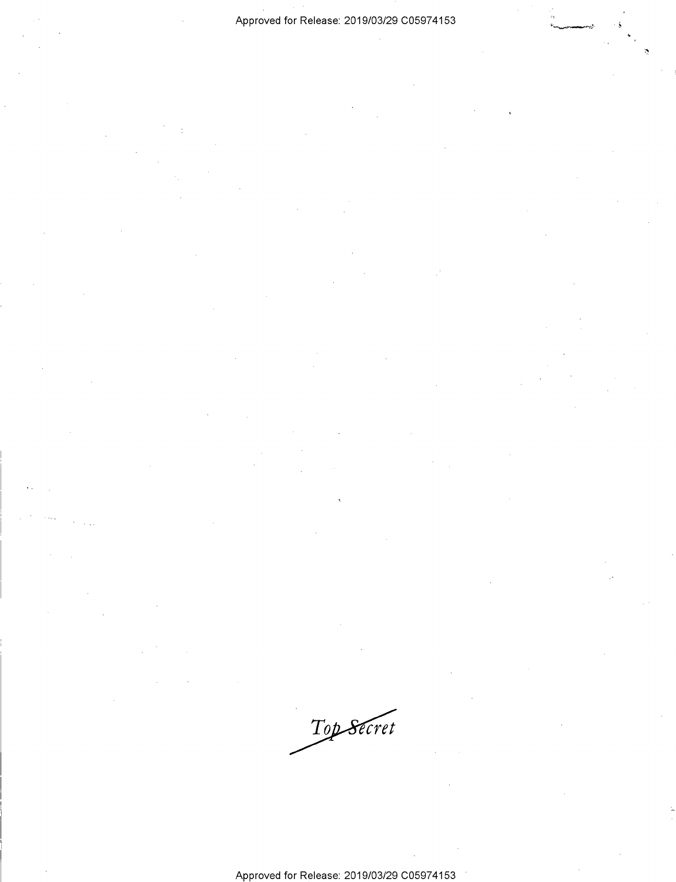*Top Secret*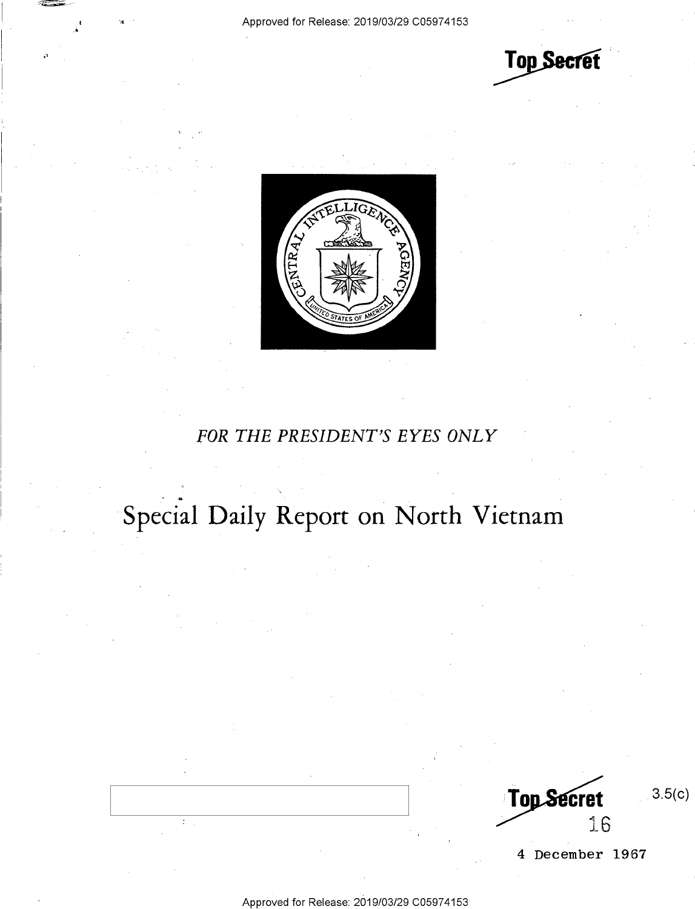Top Secret

FOR THE PRESIDENT'S EYES ONLY

# Special Daily Report on North Vietnam

Top Secret

16

3.5(c)

4 December 1967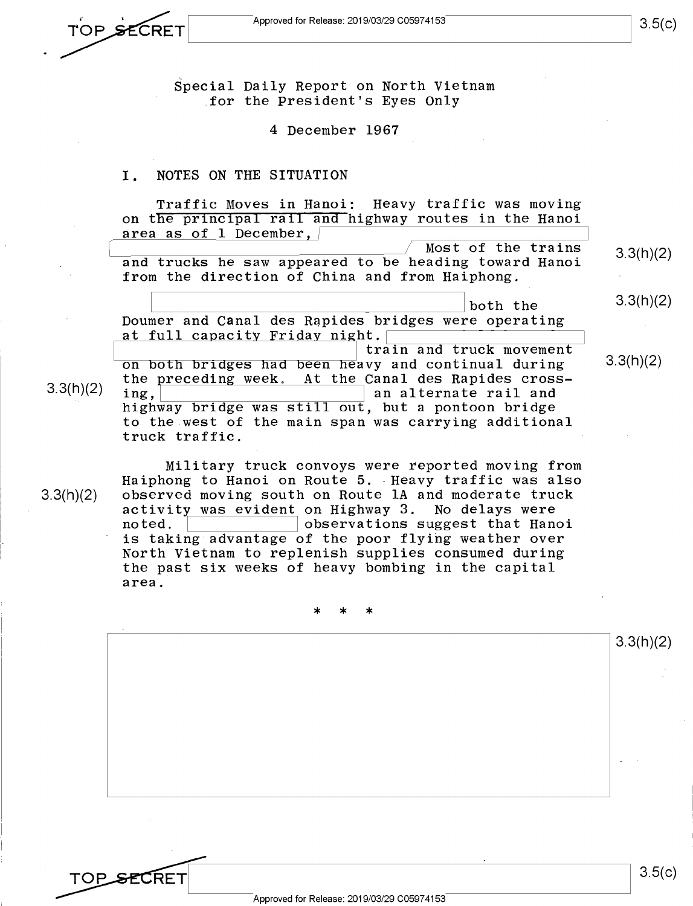Special Daily Report on North Vietnam
for the President's Eyes Only

4 December 1967

## I. NOTES ON THE SITUATION

Traffic Moves in Hanoi: Heavy traffic was moving on the principal rail and highway routes in the Hanoi area as of 1 December, [redacted] Most of the trains and trucks he saw appeared to be heading toward Hanoi from the direction of China and from Haiphong.

[redacted] both the Doumer and Canal des Rapides bridges were operating at full capacity Friday night. [redacted] train and truck movement on both bridges had been heavy and continual during the preceding week. At the Canal des Rapides crossing, [redacted] an alternate rail and highway bridge was still out, but a pontoon bridge to the west of the main span was carrying additional truck traffic.

Military truck convoys were reported moving from Haiphong to Hanoi on Route 5. Heavy traffic was also observed moving south on Route 1A and moderate truck activity was evident on Highway 3. No delays were noted. [redacted] observations suggest that Hanoi is taking advantage of the poor flying weather over North Vietnam to replenish supplies consumed during the past six weeks of heavy bombing in the capital area.

\* \* \*

[redacted]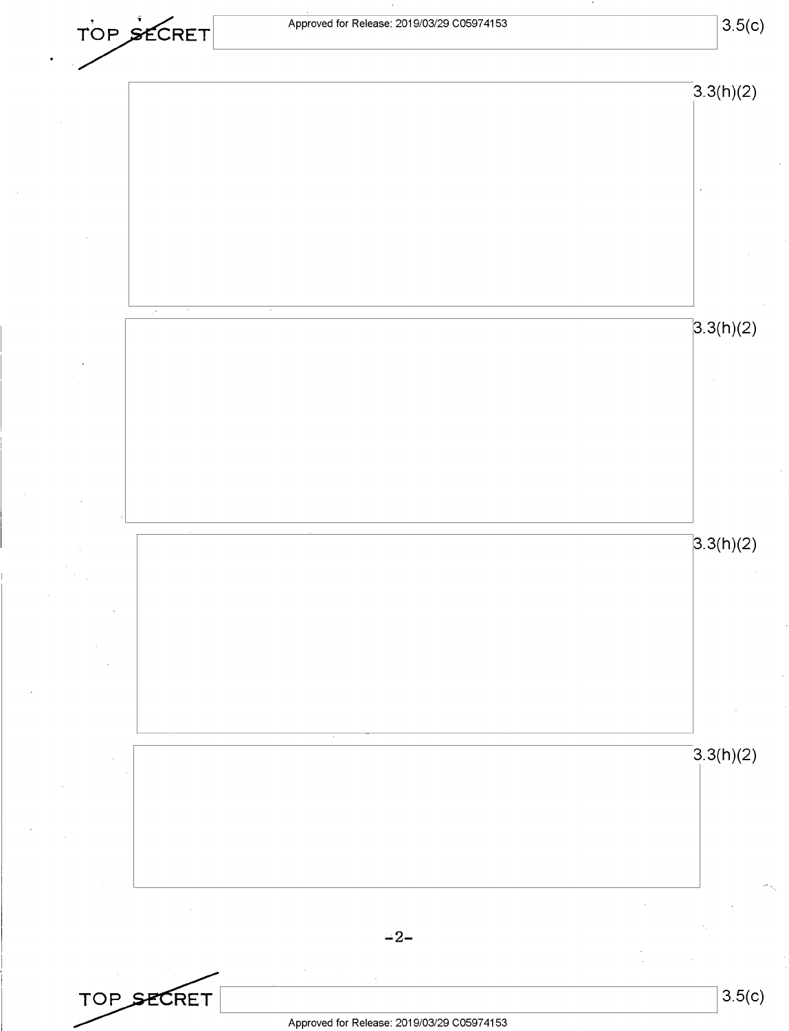TOP SECRET 3.5(c)

3.3(h)(2)

3.3(h)(2)

3.3(h)(2)

3.3(h)(2)

TOP SECRET 3.5(c)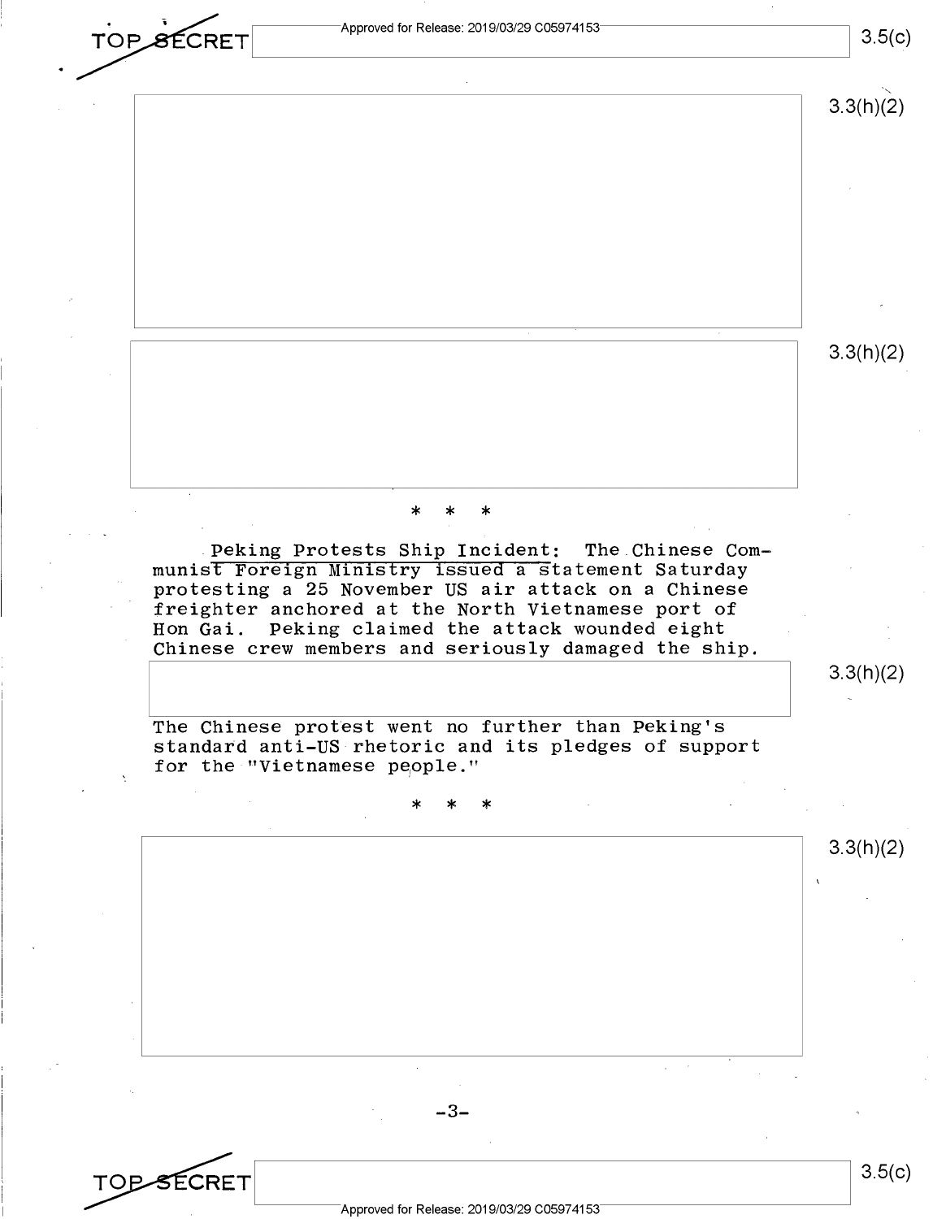\* \* \*

<u>Peking Protests Ship Incident:</u> The Chinese Communist Foreign Ministry issued a statement Saturday protesting a 25 November US air attack on a Chinese freighter anchored at the North Vietnamese port of Hon Gai. Peking claimed the attack wounded eight Chinese crew members and seriously damaged the ship.

The Chinese protest went no further than Peking's standard anti-US rhetoric and its pledges of support for the "Vietnamese people."

\* \* \*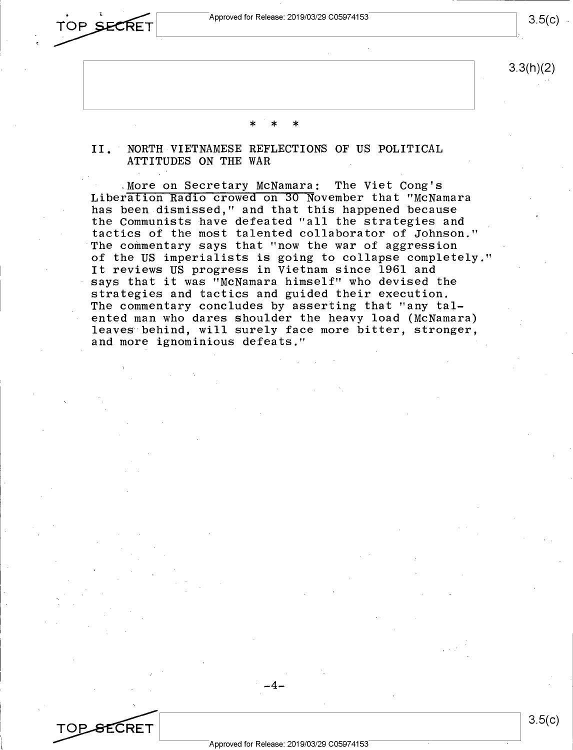\* \* \*

## II. NORTH VIETNAMESE REFLECTIONS OF US POLITICAL ATTITUDES ON THE WAR

More on Secretary McNamara: The Viet Cong's Liberation Radio crowed on 30 November that "McNamara has been dismissed," and that this happened because the Communists have defeated "all the strategies and tactics of the most talented collaborator of Johnson." The commentary says that "now the war of aggression of the US imperialists is going to collapse completely." It reviews US progress in Vietnam since 1961 and says that it was "McNamara himself" who devised the strategies and tactics and guided their execution. The commentary concludes by asserting that "any talented man who dares shoulder the heavy load (McNamara) leaves behind, will surely face more bitter, stronger, and more ignominious defeats."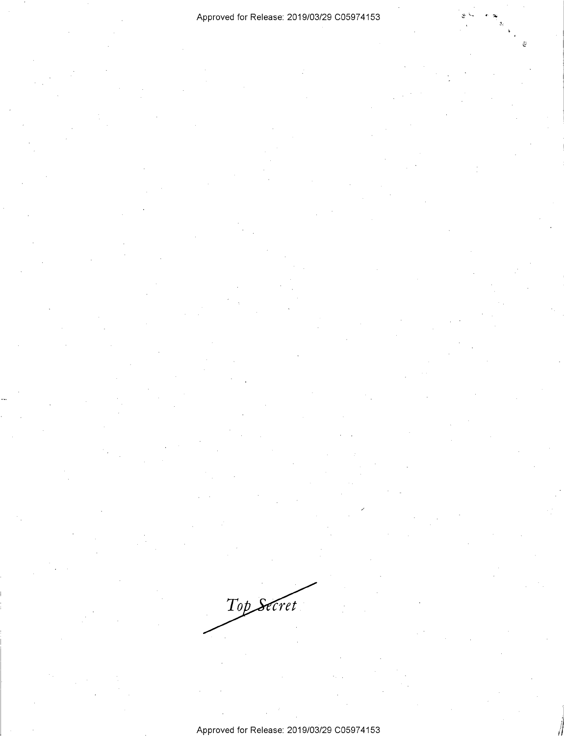*Top Secret*